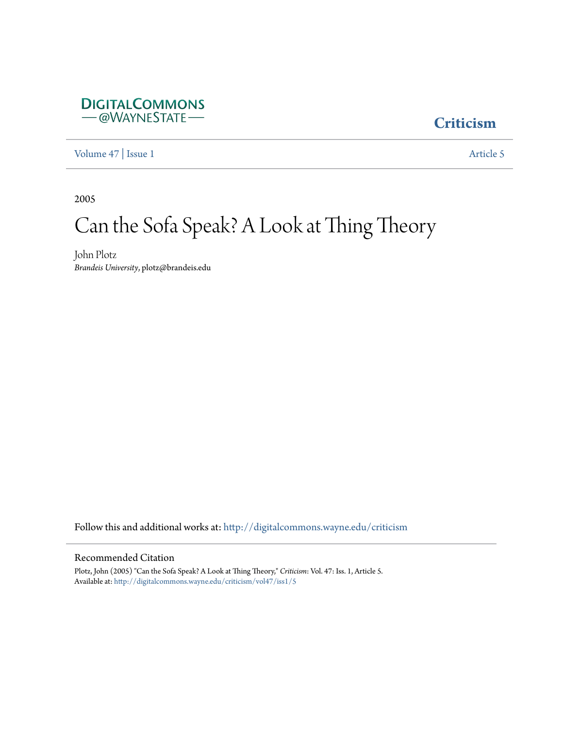DIGITALCOMMONS
— @WAYNESTATE —

**Criticism**

Volume 47 | Issue 1 | Article 5

2005

# Can the Sofa Speak? A Look at Thing Theory

John Plotz
*Brandeis University*, plotz@brandeis.edu

Follow this and additional works at: http://digitalcommons.wayne.edu/criticism

## Recommended Citation

Plotz, John (2005) "Can the Sofa Speak? A Look at Thing Theory," *Criticism*: Vol. 47: Iss. 1, Article 5.
Available at: http://digitalcommons.wayne.edu/criticism/vol47/iss1/5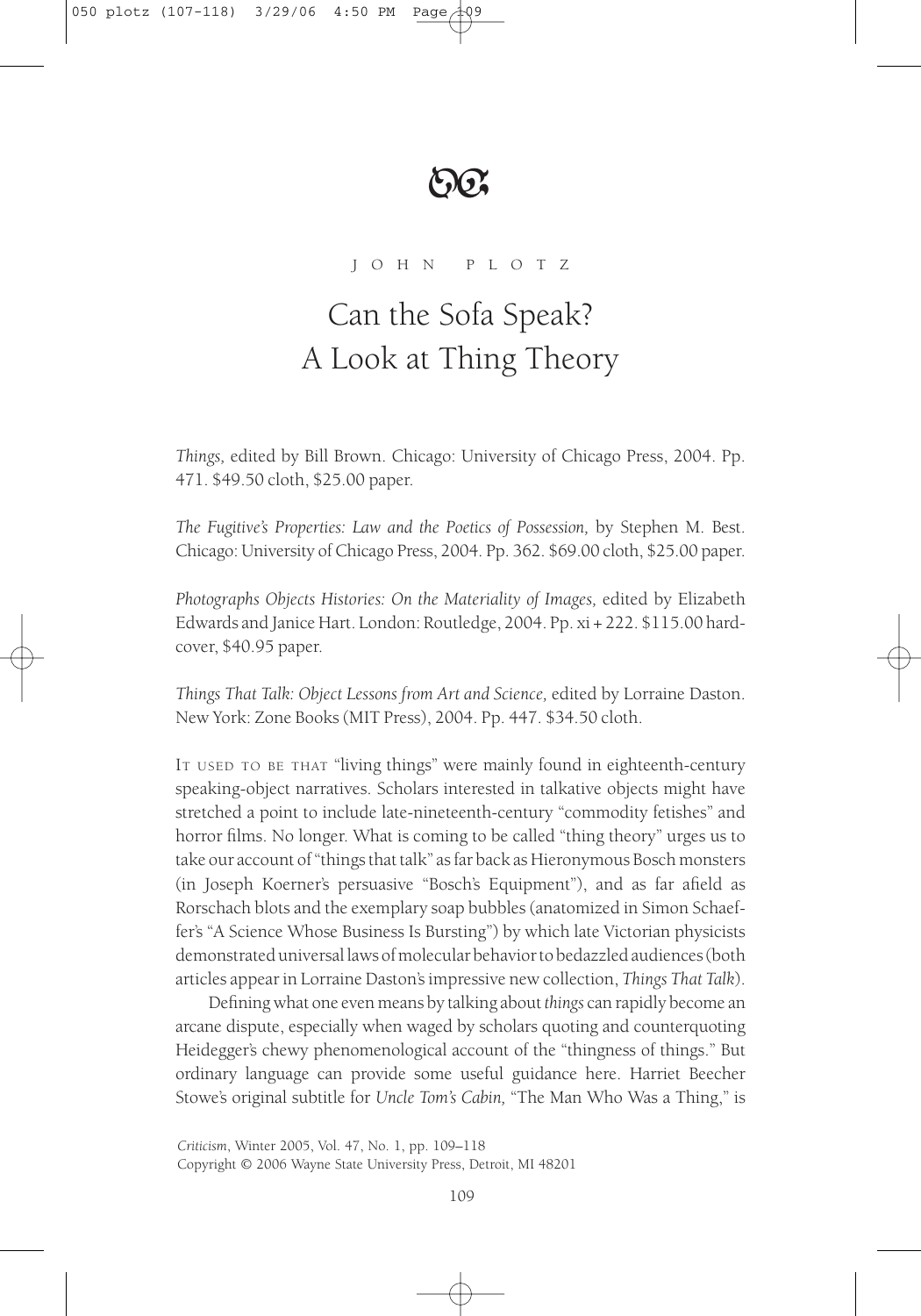JOHN PLOTZ

# Can the Sofa Speak? A Look at Thing Theory

*Things,* edited by Bill Brown. Chicago: University of Chicago Press, 2004. Pp. 471. $49.50 cloth, $25.00 paper.

*The Fugitive's Properties: Law and the Poetics of Possession,* by Stephen M. Best. Chicago: University of Chicago Press, 2004. Pp. 362. $69.00 cloth, $25.00 paper.

*Photographs Objects Histories: On the Materiality of Images,* edited by Elizabeth Edwards and Janice Hart. London: Routledge, 2004. Pp. xi + 222. $115.00 hardcover, $40.95 paper.

*Things That Talk: Object Lessons from Art and Science,* edited by Lorraine Daston. New York: Zone Books (MIT Press), 2004. Pp. 447. $34.50 cloth.

IT USED TO BE THAT "living things" were mainly found in eighteenth-century speaking-object narratives. Scholars interested in talkative objects might have stretched a point to include late-nineteenth-century "commodity fetishes" and horror films. No longer. What is coming to be called "thing theory" urges us to take our account of "things that talk" as far back as Hieronymous Bosch monsters (in Joseph Koerner's persuasive "Bosch's Equipment"), and as far afield as Rorschach blots and the exemplary soap bubbles (anatomized in Simon Schaeffer's "A Science Whose Business Is Bursting") by which late Victorian physicists demonstrated universal laws of molecular behavior to bedazzled audiences (both articles appear in Lorraine Daston's impressive new collection, *Things That Talk*).

Defining what one even means by talking about *things* can rapidly become an arcane dispute, especially when waged by scholars quoting and counterquoting Heidegger's chewy phenomenological account of the "thingness of things." But ordinary language can provide some useful guidance here. Harriet Beecher Stowe's original subtitle for *Uncle Tom's Cabin,* "The Man Who Was a Thing," is

*Criticism*, Winter 2005, Vol. 47, No. 1, pp. 109–118
Copyright © 2006 Wayne State University Press, Detroit, MI 48201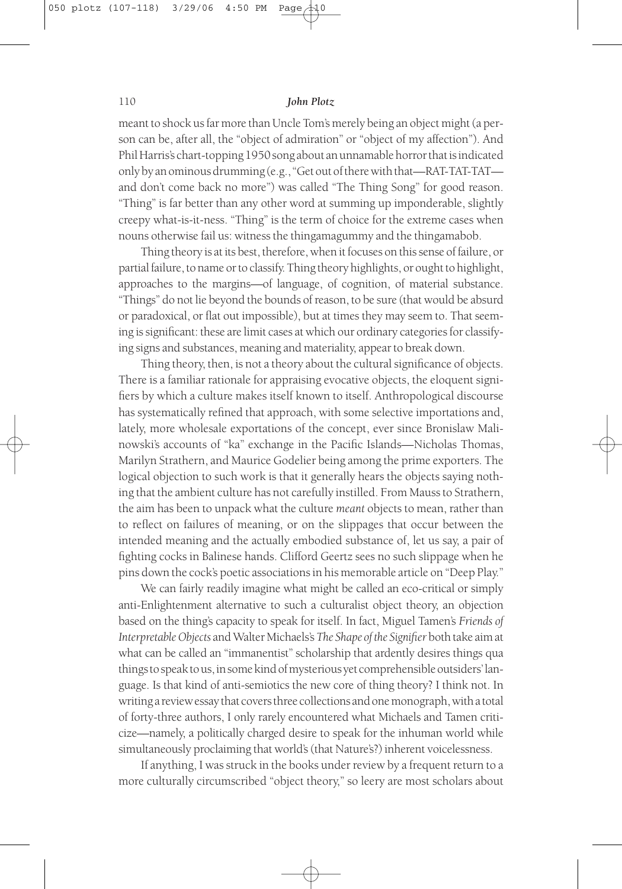meant to shock us far more than Uncle Tom's merely being an object might (a person can be, after all, the "object of admiration" or "object of my affection"). And Phil Harris's chart-topping 1950 song about an unnamable horror that is indicated only by an ominous drumming (e.g., "Get out of there with that—RAT-TAT-TAT—and don't come back no more") was called "The Thing Song" for good reason. "Thing" is far better than any other word at summing up imponderable, slightly creepy what-is-it-ness. "Thing" is the term of choice for the extreme cases when nouns otherwise fail us: witness the thingamagummy and the thingamabob.

Thing theory is at its best, therefore, when it focuses on this sense of failure, or partial failure, to name or to classify. Thing theory highlights, or ought to highlight, approaches to the margins—of language, of cognition, of material substance. "Things" do not lie beyond the bounds of reason, to be sure (that would be absurd or paradoxical, or flat out impossible), but at times they may seem to. That seeming is significant: these are limit cases at which our ordinary categories for classifying signs and substances, meaning and materiality, appear to break down.

Thing theory, then, is not a theory about the cultural significance of objects. There is a familiar rationale for appraising evocative objects, the eloquent signifiers by which a culture makes itself known to itself. Anthropological discourse has systematically refined that approach, with some selective importations and, lately, more wholesale exportations of the concept, ever since Bronislaw Malinowski's accounts of "ka" exchange in the Pacific Islands—Nicholas Thomas, Marilyn Strathern, and Maurice Godelier being among the prime exporters. The logical objection to such work is that it generally hears the objects saying nothing that the ambient culture has not carefully instilled. From Mauss to Strathern, the aim has been to unpack what the culture *meant* objects to mean, rather than to reflect on failures of meaning, or on the slippages that occur between the intended meaning and the actually embodied substance of, let us say, a pair of fighting cocks in Balinese hands. Clifford Geertz sees no such slippage when he pins down the cock's poetic associations in his memorable article on "Deep Play."

We can fairly readily imagine what might be called an eco-critical or simply anti-Enlightenment alternative to such a culturalist object theory, an objection based on the thing's capacity to speak for itself. In fact, Miguel Tamen's *Friends of Interpretable Objects* and Walter Michaels's *The Shape of the Signifier* both take aim at what can be called an "immanentist" scholarship that ardently desires things qua things to speak to us, in some kind of mysterious yet comprehensible outsiders' language. Is that kind of anti-semiotics the new core of thing theory? I think not. In writing a review essay that covers three collections and one monograph, with a total of forty-three authors, I only rarely encountered what Michaels and Tamen criticize—namely, a politically charged desire to speak for the inhuman world while simultaneously proclaiming that world's (that Nature's?) inherent voicelessness.

If anything, I was struck in the books under review by a frequent return to a more culturally circumscribed "object theory," so leery are most scholars about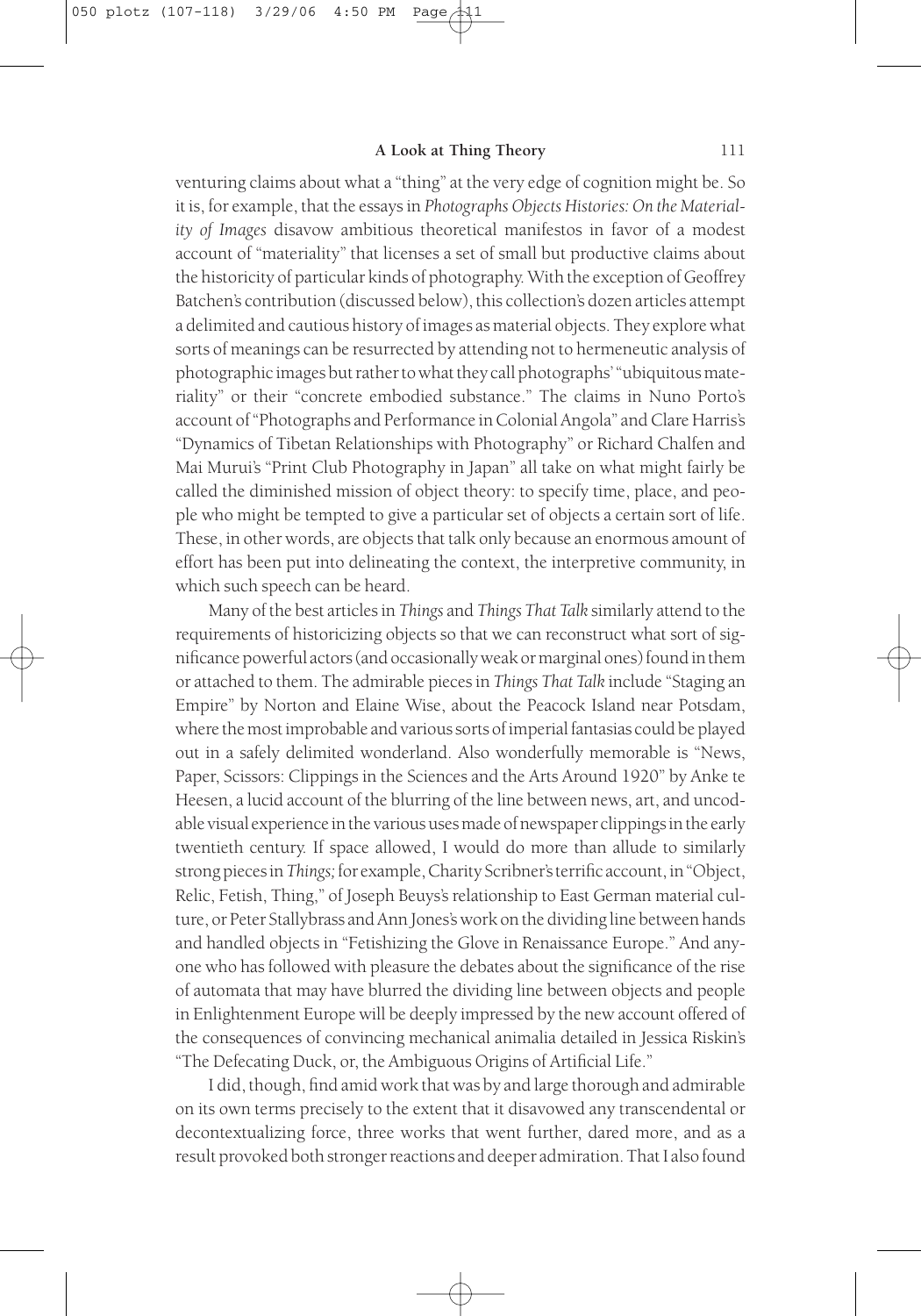venturing claims about what a "thing" at the very edge of cognition might be. So it is, for example, that the essays in *Photographs Objects Histories: On the Materiality of Images* disavow ambitious theoretical manifestos in favor of a modest account of "materiality" that licenses a set of small but productive claims about the historicity of particular kinds of photography. With the exception of Geoffrey Batchen's contribution (discussed below), this collection's dozen articles attempt a delimited and cautious history of images as material objects. They explore what sorts of meanings can be resurrected by attending not to hermeneutic analysis of photographic images but rather to what they call photographs' "ubiquitous materiality" or their "concrete embodied substance." The claims in Nuno Porto's account of "Photographs and Performance in Colonial Angola" and Clare Harris's "Dynamics of Tibetan Relationships with Photography" or Richard Chalfen and Mai Murui's "Print Club Photography in Japan" all take on what might fairly be called the diminished mission of object theory: to specify time, place, and people who might be tempted to give a particular set of objects a certain sort of life. These, in other words, are objects that talk only because an enormous amount of effort has been put into delineating the context, the interpretive community, in which such speech can be heard.

Many of the best articles in *Things* and *Things That Talk* similarly attend to the requirements of historicizing objects so that we can reconstruct what sort of significance powerful actors (and occasionally weak or marginal ones) found in them or attached to them. The admirable pieces in *Things That Talk* include "Staging an Empire" by Norton and Elaine Wise, about the Peacock Island near Potsdam, where the most improbable and various sorts of imperial fantasias could be played out in a safely delimited wonderland. Also wonderfully memorable is "News, Paper, Scissors: Clippings in the Sciences and the Arts Around 1920" by Anke te Heesen, a lucid account of the blurring of the line between news, art, and uncodable visual experience in the various uses made of newspaper clippings in the early twentieth century. If space allowed, I would do more than allude to similarly strong pieces in *Things;* for example, Charity Scribner's terrific account, in "Object, Relic, Fetish, Thing," of Joseph Beuys's relationship to East German material culture, or Peter Stallybrass and Ann Jones's work on the dividing line between hands and handled objects in "Fetishizing the Glove in Renaissance Europe." And anyone who has followed with pleasure the debates about the significance of the rise of automata that may have blurred the dividing line between objects and people in Enlightenment Europe will be deeply impressed by the new account offered of the consequences of convincing mechanical animalia detailed in Jessica Riskin's "The Defecating Duck, or, the Ambiguous Origins of Artificial Life."

I did, though, find amid work that was by and large thorough and admirable on its own terms precisely to the extent that it disavowed any transcendental or decontextualizing force, three works that went further, dared more, and as a result provoked both stronger reactions and deeper admiration. That I also found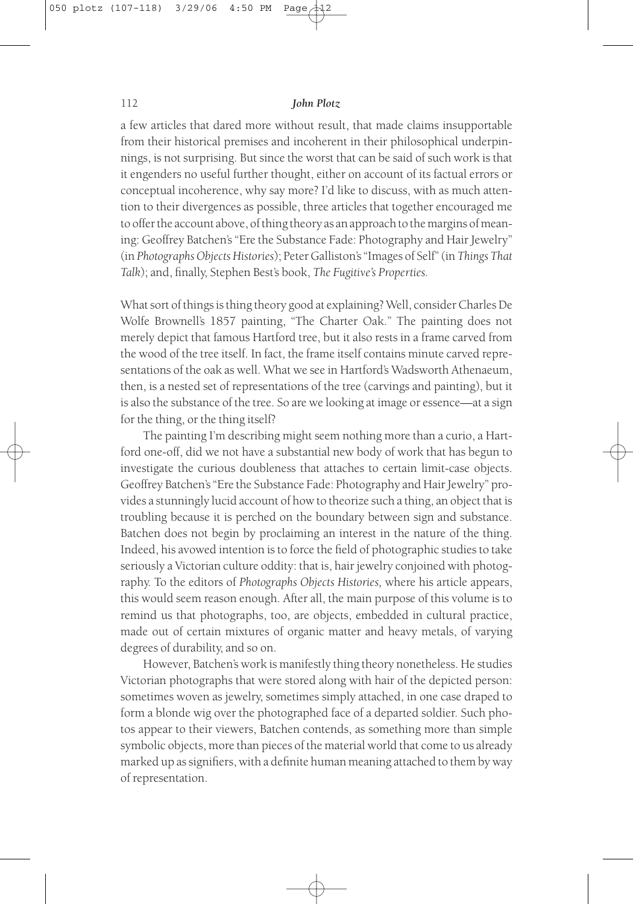a few articles that dared more without result, that made claims insupportable from their historical premises and incoherent in their philosophical underpinnings, is not surprising. But since the worst that can be said of such work is that it engenders no useful further thought, either on account of its factual errors or conceptual incoherence, why say more? I'd like to discuss, with as much attention to their divergences as possible, three articles that together encouraged me to offer the account above, of thing theory as an approach to the margins of meaning: Geoffrey Batchen's "Ere the Substance Fade: Photography and Hair Jewelry" (in *Photographs Objects Histories*); Peter Galliston's "Images of Self" (in *Things That Talk*); and, finally, Stephen Best's book, *The Fugitive's Properties.*

What sort of things is thing theory good at explaining? Well, consider Charles De Wolfe Brownell's 1857 painting, "The Charter Oak." The painting does not merely depict that famous Hartford tree, but it also rests in a frame carved from the wood of the tree itself. In fact, the frame itself contains minute carved representations of the oak as well. What we see in Hartford's Wadsworth Athenaeum, then, is a nested set of representations of the tree (carvings and painting), but it is also the substance of the tree. So are we looking at image or essence—at a sign for the thing, or the thing itself?

The painting I'm describing might seem nothing more than a curio, a Hartford one-off, did we not have a substantial new body of work that has begun to investigate the curious doubleness that attaches to certain limit-case objects. Geoffrey Batchen's "Ere the Substance Fade: Photography and Hair Jewelry" provides a stunningly lucid account of how to theorize such a thing, an object that is troubling because it is perched on the boundary between sign and substance. Batchen does not begin by proclaiming an interest in the nature of the thing. Indeed, his avowed intention is to force the field of photographic studies to take seriously a Victorian culture oddity: that is, hair jewelry conjoined with photography. To the editors of *Photographs Objects Histories,* where his article appears, this would seem reason enough. After all, the main purpose of this volume is to remind us that photographs, too, are objects, embedded in cultural practice, made out of certain mixtures of organic matter and heavy metals, of varying degrees of durability, and so on.

However, Batchen's work is manifestly thing theory nonetheless. He studies Victorian photographs that were stored along with hair of the depicted person: sometimes woven as jewelry, sometimes simply attached, in one case draped to form a blonde wig over the photographed face of a departed soldier. Such photos appear to their viewers, Batchen contends, as something more than simple symbolic objects, more than pieces of the material world that come to us already marked up as signifiers, with a definite human meaning attached to them by way of representation.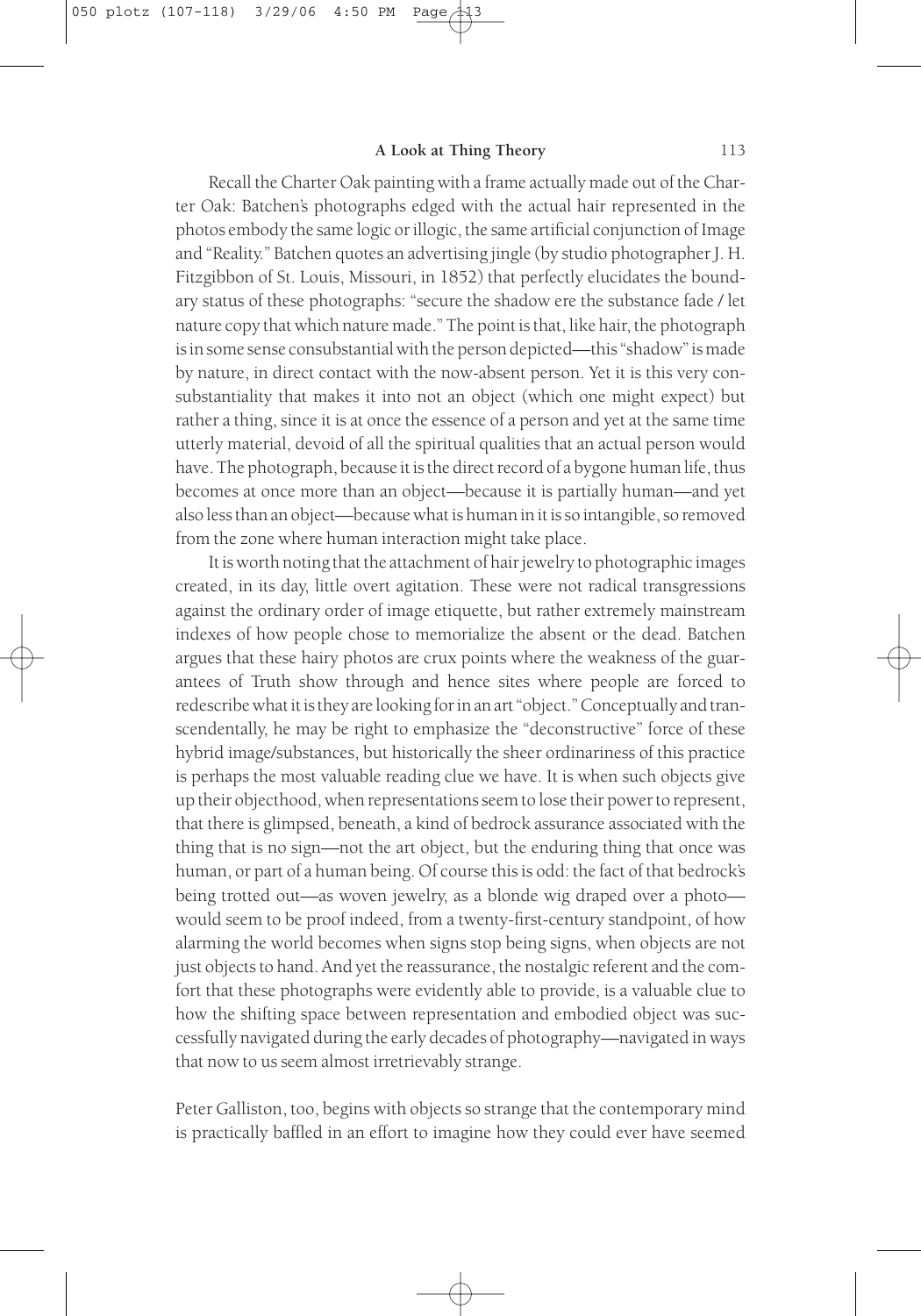Recall the Charter Oak painting with a frame actually made out of the Charter Oak: Batchen's photographs edged with the actual hair represented in the photos embody the same logic or illogic, the same artificial conjunction of Image and "Reality." Batchen quotes an advertising jingle (by studio photographer J. H. Fitzgibbon of St. Louis, Missouri, in 1852) that perfectly elucidates the boundary status of these photographs: "secure the shadow ere the substance fade / let nature copy that which nature made." The point is that, like hair, the photograph is in some sense consubstantial with the person depicted—this "shadow" is made by nature, in direct contact with the now-absent person. Yet it is this very consubstantiality that makes it into not an object (which one might expect) but rather a thing, since it is at once the essence of a person and yet at the same time utterly material, devoid of all the spiritual qualities that an actual person would have. The photograph, because it is the direct record of a bygone human life, thus becomes at once more than an object—because it is partially human—and yet also less than an object—because what is human in it is so intangible, so removed from the zone where human interaction might take place.

It is worth noting that the attachment of hair jewelry to photographic images created, in its day, little overt agitation. These were not radical transgressions against the ordinary order of image etiquette, but rather extremely mainstream indexes of how people chose to memorialize the absent or the dead. Batchen argues that these hairy photos are crux points where the weakness of the guarantees of Truth show through and hence sites where people are forced to redescribe what it is they are looking for in an art "object." Conceptually and transcendentally, he may be right to emphasize the "deconstructive" force of these hybrid image/substances, but historically the sheer ordinariness of this practice is perhaps the most valuable reading clue we have. It is when such objects give up their objecthood, when representations seem to lose their power to represent, that there is glimpsed, beneath, a kind of bedrock assurance associated with the thing that is no sign—not the art object, but the enduring thing that once was human, or part of a human being. Of course this is odd: the fact of that bedrock's being trotted out—as woven jewelry, as a blonde wig draped over a photo—would seem to be proof indeed, from a twenty-first-century standpoint, of how alarming the world becomes when signs stop being signs, when objects are not just objects to hand. And yet the reassurance, the nostalgic referent and the comfort that these photographs were evidently able to provide, is a valuable clue to how the shifting space between representation and embodied object was successfully navigated during the early decades of photography—navigated in ways that now to us seem almost irretrievably strange.

Peter Galliston, too, begins with objects so strange that the contemporary mind is practically baffled in an effort to imagine how they could ever have seemed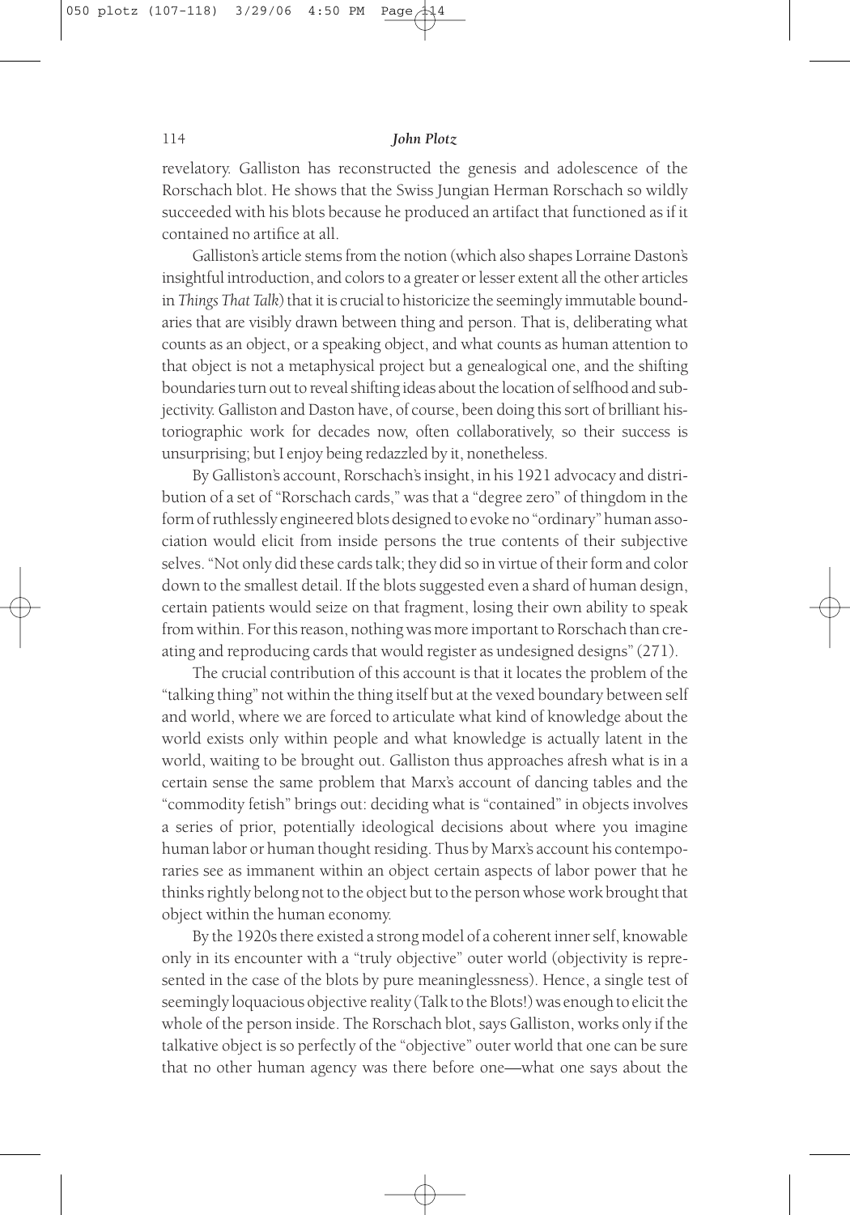revelatory. Galliston has reconstructed the genesis and adolescence of the Rorschach blot. He shows that the Swiss Jungian Herman Rorschach so wildly succeeded with his blots because he produced an artifact that functioned as if it contained no artifice at all.

Galliston's article stems from the notion (which also shapes Lorraine Daston's insightful introduction, and colors to a greater or lesser extent all the other articles in *Things That Talk*) that it is crucial to historicize the seemingly immutable boundaries that are visibly drawn between thing and person. That is, deliberating what counts as an object, or a speaking object, and what counts as human attention to that object is not a metaphysical project but a genealogical one, and the shifting boundaries turn out to reveal shifting ideas about the location of selfhood and subjectivity. Galliston and Daston have, of course, been doing this sort of brilliant historiographic work for decades now, often collaboratively, so their success is unsurprising; but I enjoy being redazzled by it, nonetheless.

By Galliston's account, Rorschach's insight, in his 1921 advocacy and distribution of a set of "Rorschach cards," was that a "degree zero" of thingdom in the form of ruthlessly engineered blots designed to evoke no "ordinary" human association would elicit from inside persons the true contents of their subjective selves. "Not only did these cards talk; they did so in virtue of their form and color down to the smallest detail. If the blots suggested even a shard of human design, certain patients would seize on that fragment, losing their own ability to speak from within. For this reason, nothing was more important to Rorschach than creating and reproducing cards that would register as undesigned designs" (271).

The crucial contribution of this account is that it locates the problem of the "talking thing" not within the thing itself but at the vexed boundary between self and world, where we are forced to articulate what kind of knowledge about the world exists only within people and what knowledge is actually latent in the world, waiting to be brought out. Galliston thus approaches afresh what is in a certain sense the same problem that Marx's account of dancing tables and the "commodity fetish" brings out: deciding what is "contained" in objects involves a series of prior, potentially ideological decisions about where you imagine human labor or human thought residing. Thus by Marx's account his contemporaries see as immanent within an object certain aspects of labor power that he thinks rightly belong not to the object but to the person whose work brought that object within the human economy.

By the 1920s there existed a strong model of a coherent inner self, knowable only in its encounter with a "truly objective" outer world (objectivity is represented in the case of the blots by pure meaninglessness). Hence, a single test of seemingly loquacious objective reality (Talk to the Blots!) was enough to elicit the whole of the person inside. The Rorschach blot, says Galliston, works only if the talkative object is so perfectly of the "objective" outer world that one can be sure that no other human agency was there before one—what one says about the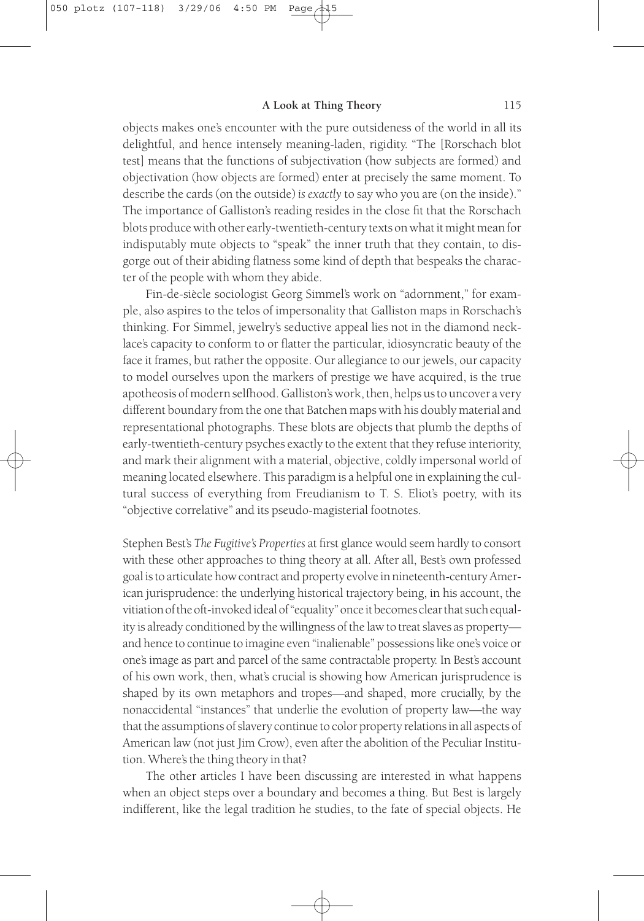objects makes one's encounter with the pure outsideness of the world in all its delightful, and hence intensely meaning-laden, rigidity. "The [Rorschach blot test] means that the functions of subjectivation (how subjects are formed) and objectivation (how objects are formed) enter at precisely the same moment. To describe the cards (on the outside) *is exactly* to say who you are (on the inside)." The importance of Galliston's reading resides in the close fit that the Rorschach blots produce with other early-twentieth-century texts on what it might mean for indisputably mute objects to "speak" the inner truth that they contain, to disgorge out of their abiding flatness some kind of depth that bespeaks the character of the people with whom they abide.

Fin-de-siècle sociologist Georg Simmel's work on "adornment," for example, also aspires to the telos of impersonality that Galliston maps in Rorschach's thinking. For Simmel, jewelry's seductive appeal lies not in the diamond necklace's capacity to conform to or flatter the particular, idiosyncratic beauty of the face it frames, but rather the opposite. Our allegiance to our jewels, our capacity to model ourselves upon the markers of prestige we have acquired, is the true apotheosis of modern selfhood. Galliston's work, then, helps us to uncover a very different boundary from the one that Batchen maps with his doubly material and representational photographs. These blots are objects that plumb the depths of early-twentieth-century psyches exactly to the extent that they refuse interiority, and mark their alignment with a material, objective, coldly impersonal world of meaning located elsewhere. This paradigm is a helpful one in explaining the cultural success of everything from Freudianism to T. S. Eliot's poetry, with its "objective correlative" and its pseudo-magisterial footnotes.

Stephen Best's *The Fugitive's Properties* at first glance would seem hardly to consort with these other approaches to thing theory at all. After all, Best's own professed goal is to articulate how contract and property evolve in nineteenth-century American jurisprudence: the underlying historical trajectory being, in his account, the vitiation of the oft-invoked ideal of "equality" once it becomes clear that such equality is already conditioned by the willingness of the law to treat slaves as property—and hence to continue to imagine even "inalienable" possessions like one's voice or one's image as part and parcel of the same contractable property. In Best's account of his own work, then, what's crucial is showing how American jurisprudence is shaped by its own metaphors and tropes—and shaped, more crucially, by the nonaccidental "instances" that underlie the evolution of property law—the way that the assumptions of slavery continue to color property relations in all aspects of American law (not just Jim Crow), even after the abolition of the Peculiar Institution. Where's the thing theory in that?

The other articles I have been discussing are interested in what happens when an object steps over a boundary and becomes a thing. But Best is largely indifferent, like the legal tradition he studies, to the fate of special objects. He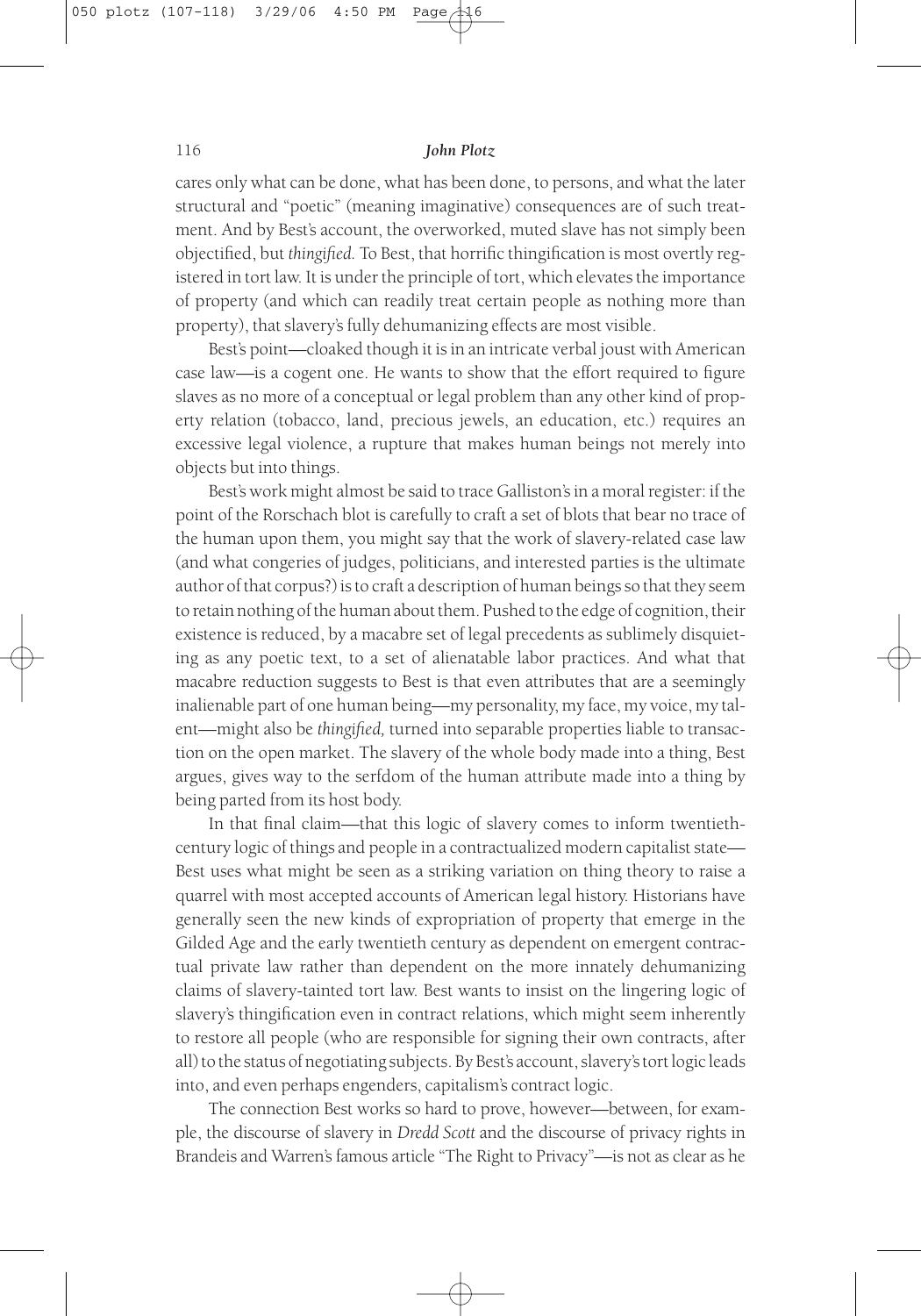cares only what can be done, what has been done, to persons, and what the later structural and "poetic" (meaning imaginative) consequences are of such treatment. And by Best's account, the overworked, muted slave has not simply been objectified, but *thingified.* To Best, that horrific thingification is most overtly registered in tort law. It is under the principle of tort, which elevates the importance of property (and which can readily treat certain people as nothing more than property), that slavery's fully dehumanizing effects are most visible.

Best's point—cloaked though it is in an intricate verbal joust with American case law—is a cogent one. He wants to show that the effort required to figure slaves as no more of a conceptual or legal problem than any other kind of property relation (tobacco, land, precious jewels, an education, etc.) requires an excessive legal violence, a rupture that makes human beings not merely into objects but into things.

Best's work might almost be said to trace Galliston's in a moral register: if the point of the Rorschach blot is carefully to craft a set of blots that bear no trace of the human upon them, you might say that the work of slavery-related case law (and what congeries of judges, politicians, and interested parties is the ultimate author of that corpus?) is to craft a description of human beings so that they seem to retain nothing of the human about them. Pushed to the edge of cognition, their existence is reduced, by a macabre set of legal precedents as sublimely disquieting as any poetic text, to a set of alienatable labor practices. And what that macabre reduction suggests to Best is that even attributes that are a seemingly inalienable part of one human being—my personality, my face, my voice, my talent—might also be *thingified,* turned into separable properties liable to transaction on the open market. The slavery of the whole body made into a thing, Best argues, gives way to the serfdom of the human attribute made into a thing by being parted from its host body.

In that final claim—that this logic of slavery comes to inform twentieth-century logic of things and people in a contractualized modern capitalist state—Best uses what might be seen as a striking variation on thing theory to raise a quarrel with most accepted accounts of American legal history. Historians have generally seen the new kinds of expropriation of property that emerge in the Gilded Age and the early twentieth century as dependent on emergent contractual private law rather than dependent on the more innately dehumanizing claims of slavery-tainted tort law. Best wants to insist on the lingering logic of slavery's thingification even in contract relations, which might seem inherently to restore all people (who are responsible for signing their own contracts, after all) to the status of negotiating subjects. By Best's account, slavery's tort logic leads into, and even perhaps engenders, capitalism's contract logic.

The connection Best works so hard to prove, however—between, for example, the discourse of slavery in *Dredd Scott* and the discourse of privacy rights in Brandeis and Warren's famous article "The Right to Privacy"—is not as clear as he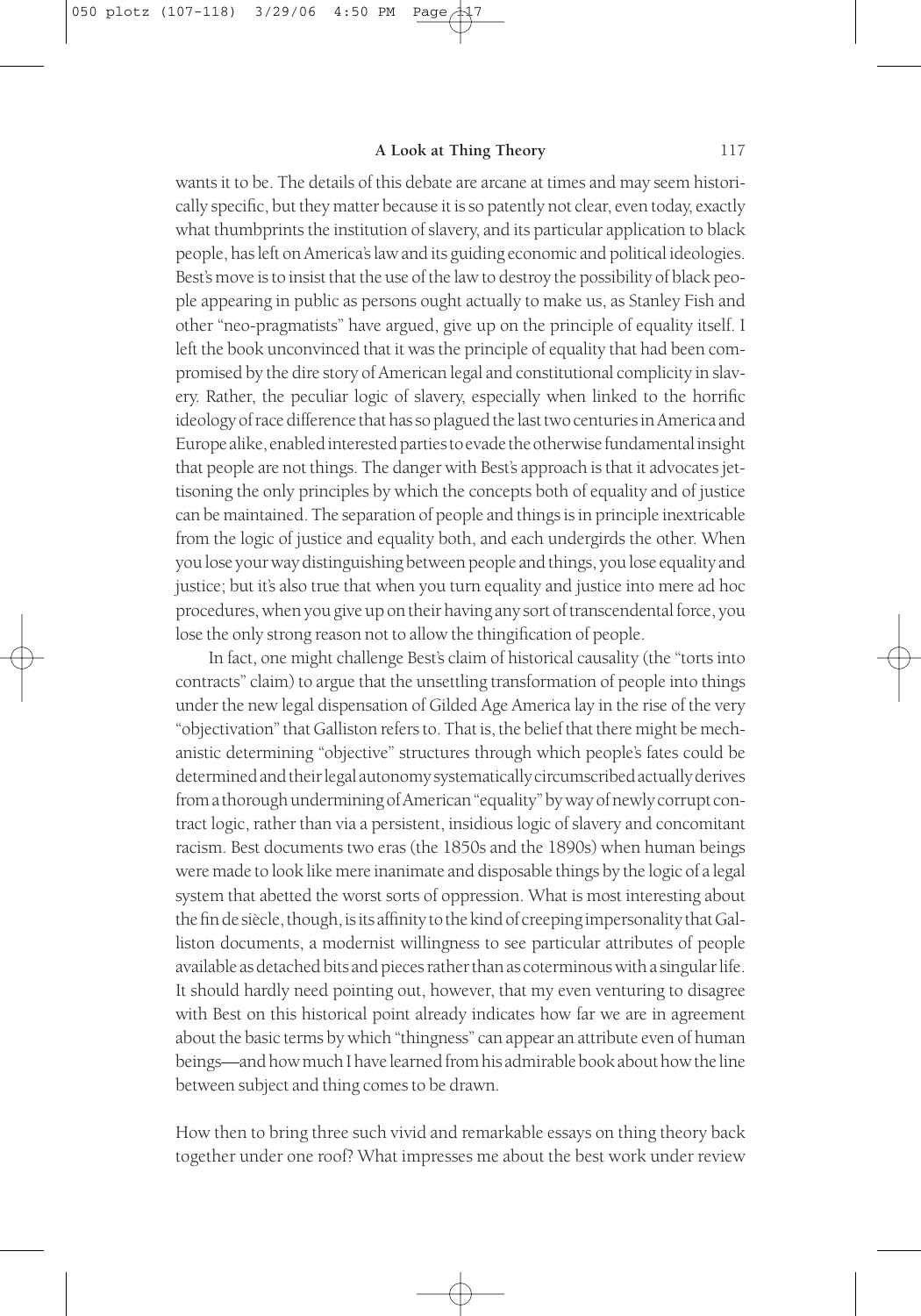wants it to be. The details of this debate are arcane at times and may seem historically specific, but they matter because it is so patently not clear, even today, exactly what thumbprints the institution of slavery, and its particular application to black people, has left on America's law and its guiding economic and political ideologies. Best's move is to insist that the use of the law to destroy the possibility of black people appearing in public as persons ought actually to make us, as Stanley Fish and other "neo-pragmatists" have argued, give up on the principle of equality itself. I left the book unconvinced that it was the principle of equality that had been compromised by the dire story of American legal and constitutional complicity in slavery. Rather, the peculiar logic of slavery, especially when linked to the horrific ideology of race difference that has so plagued the last two centuries in America and Europe alike, enabled interested parties to evade the otherwise fundamental insight that people are not things. The danger with Best's approach is that it advocates jettisoning the only principles by which the concepts both of equality and of justice can be maintained. The separation of people and things is in principle inextricable from the logic of justice and equality both, and each undergirds the other. When you lose your way distinguishing between people and things, you lose equality and justice; but it's also true that when you turn equality and justice into mere ad hoc procedures, when you give up on their having any sort of transcendental force, you lose the only strong reason not to allow the thingification of people.

In fact, one might challenge Best's claim of historical causality (the "torts into contracts" claim) to argue that the unsettling transformation of people into things under the new legal dispensation of Gilded Age America lay in the rise of the very "objectivation" that Galliston refers to. That is, the belief that there might be mechanistic determining "objective" structures through which people's fates could be determined and their legal autonomy systematically circumscribed actually derives from a thorough undermining of American "equality" by way of newly corrupt contract logic, rather than via a persistent, insidious logic of slavery and concomitant racism. Best documents two eras (the 1850s and the 1890s) when human beings were made to look like mere inanimate and disposable things by the logic of a legal system that abetted the worst sorts of oppression. What is most interesting about the fin de siècle, though, is its affinity to the kind of creeping impersonality that Galliston documents, a modernist willingness to see particular attributes of people available as detached bits and pieces rather than as coterminous with a singular life. It should hardly need pointing out, however, that my even venturing to disagree with Best on this historical point already indicates how far we are in agreement about the basic terms by which "thingness" can appear an attribute even of human beings—and how much I have learned from his admirable book about how the line between subject and thing comes to be drawn.

How then to bring three such vivid and remarkable essays on thing theory back together under one roof? What impresses me about the best work under review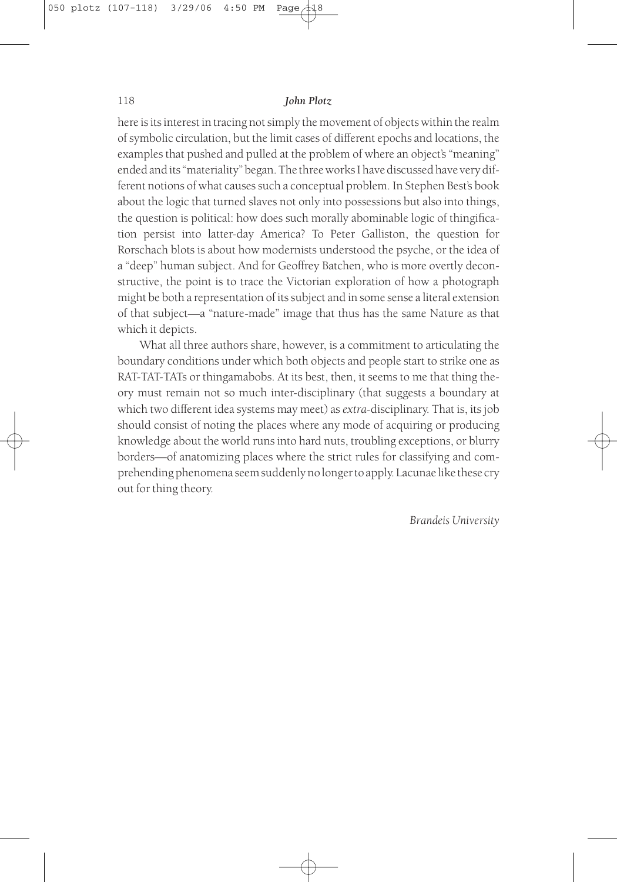here is its interest in tracing not simply the movement of objects within the realm of symbolic circulation, but the limit cases of different epochs and locations, the examples that pushed and pulled at the problem of where an object's "meaning" ended and its "materiality" began. The three works I have discussed have very different notions of what causes such a conceptual problem. In Stephen Best's book about the logic that turned slaves not only into possessions but also into things, the question is political: how does such morally abominable logic of thingification persist into latter-day America? To Peter Galliston, the question for Rorschach blots is about how modernists understood the psyche, or the idea of a "deep" human subject. And for Geoffrey Batchen, who is more overtly deconstructive, the point is to trace the Victorian exploration of how a photograph might be both a representation of its subject and in some sense a literal extension of that subject—a "nature-made" image that thus has the same Nature as that which it depicts.

What all three authors share, however, is a commitment to articulating the boundary conditions under which both objects and people start to strike one as RAT-TAT-TATs or thingamabobs. At its best, then, it seems to me that thing theory must remain not so much inter-disciplinary (that suggests a boundary at which two different idea systems may meet) as *extra*-disciplinary. That is, its job should consist of noting the places where any mode of acquiring or producing knowledge about the world runs into hard nuts, troubling exceptions, or blurry borders—of anatomizing places where the strict rules for classifying and comprehending phenomena seem suddenly no longer to apply. Lacunae like these cry out for thing theory.

*Brandeis University*